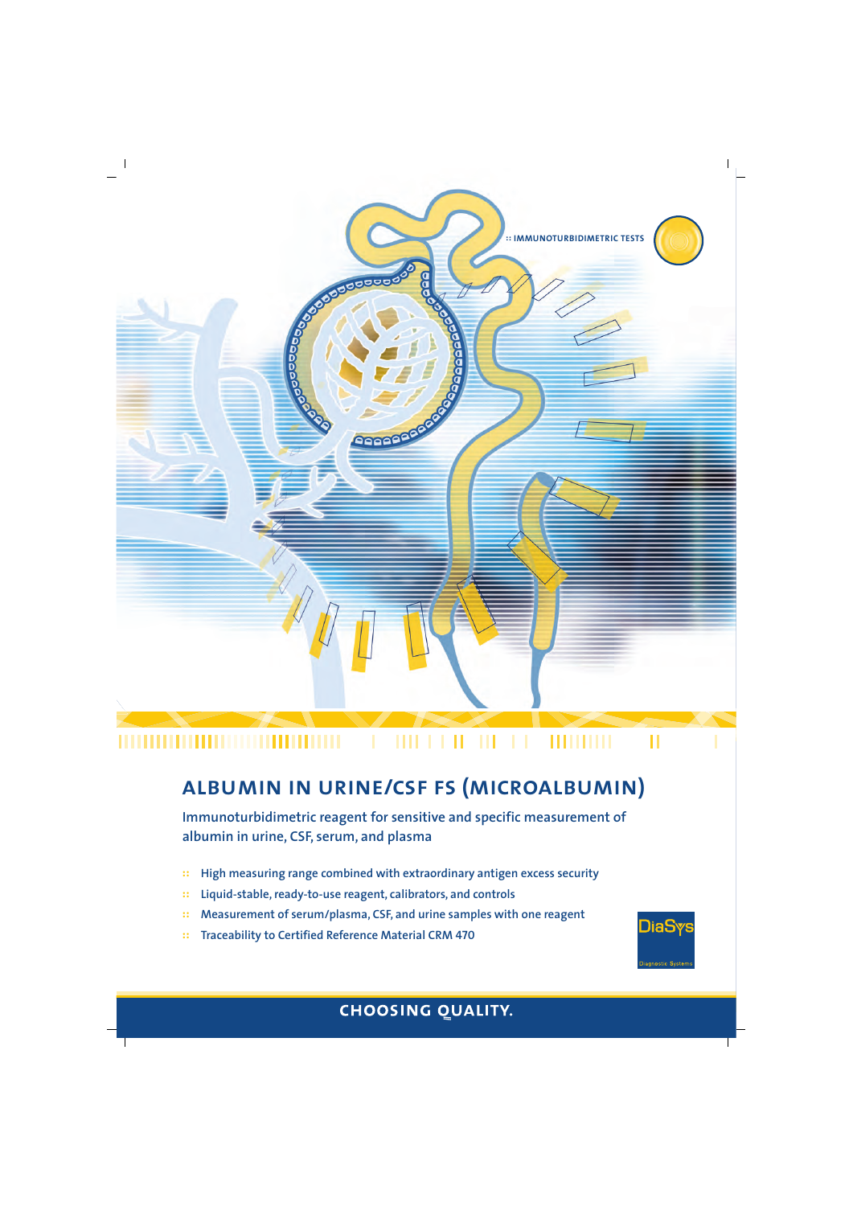:: IMMUNOTURBIDIMETRIC TESTS

# ALBUMIN IN URINE/CSF FS (MICROALBUMIN)

**Immunoturbidimetric reagent for sensitive and specific measurement of albumin in urine, CSF, serum, and plasma**

- High measuring range combined with extraordinary antigen excess security
- Liquid-stable, ready-to-use reagent, calibrators, and controls
- Measurement of serum/plasma, CSF, and urine samples with one reagent
- Traceability to Certified Reference Material CRM 470

DiaSys
Diagnostic Systems

**CHOOSING QUALITY.**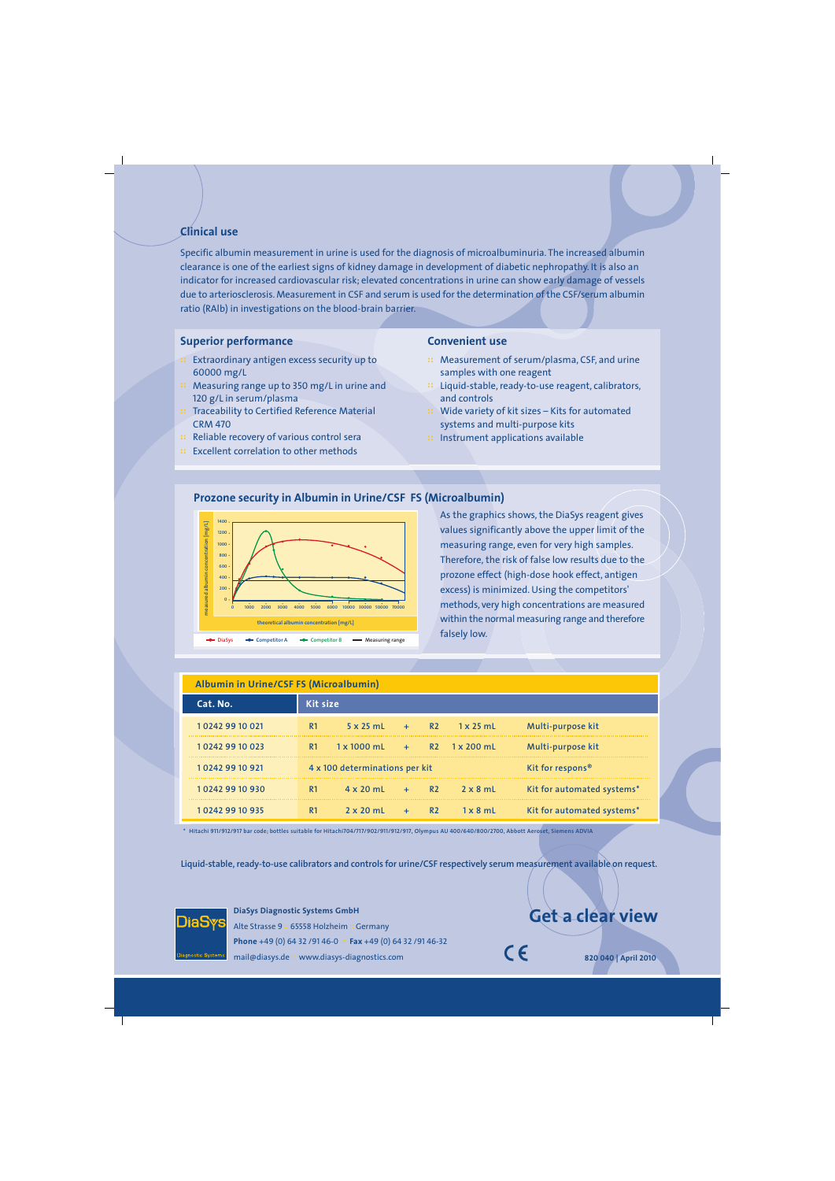## Clinical use

Specific albumin measurement in urine is used for the diagnosis of microalbuminuria. The increased albumin clearance is one of the earliest signs of kidney damage in development of diabetic nephropathy. It is also an indicator for increased cardiovascular risk; elevated concentrations in urine can show early damage of vessels due to arteriosclerosis. Measurement in CSF and serum is used for the determination of the CSF/serum albumin ratio (RAlb) in investigations on the blood-brain barrier.

### Superior performance

- Extraordinary antigen excess security up to 60000 mg/L
- Measuring range up to 350 mg/L in urine and 120 g/L in serum/plasma
- Traceability to Certified Reference Material CRM 470
- Reliable recovery of various control sera
- Excellent correlation to other methods

### Convenient use

- Measurement of serum/plasma, CSF, and urine samples with one reagent
- Liquid-stable, ready-to-use reagent, calibrators, and controls
- Wide variety of kit sizes – Kits for automated systems and multi-purpose kits
- Instrument applications available

### Prozone security in Albumin in Urine/CSF FS (Microalbumin)

measured albumin concentration [mg/L]
1400
1200
1000
800
600
400
200
0
0 1000 2000 3000 4000 5000 6000 10000 30000 50000 70000
theoretical albumin concentration [mg/L]
DiaSys · Competitor A · Competitor B · Measuring range

As the graphics shows, the DiaSys reagent gives values significantly above the upper limit of the measuring range, even for very high samples. Therefore, the risk of false low results due to the prozone effect (high-dose hook effect, antigen excess) is minimized. Using the competitors' methods, very high concentrations are measured within the normal measuring range and therefore falsely low.

**Albumin in Urine/CSF FS (Microalbumin)**

| Cat. No. | Kit size | | | | | | |
|---|---|---|---|---|---|---|---|
| 1 0242 99 10 021 | R1 | 5 x 25 mL | + | R2 | 1 x 25 mL | Multi-purpose kit |
| 1 0242 99 10 023 | R1 | 1 x 1000 mL | + | R2 | 1 x 200 mL | Multi-purpose kit |
| 1 0242 99 10 921 | 4 x 100 determinations per kit | | | | | Kit for respons® |
| 1 0242 99 10 930 | R1 | 4 x 20 mL | + | R2 | 2 x 8 mL | Kit for automated systems* |
| 1 0242 99 10 935 | R1 | 2 x 20 mL | + | R2 | 1 x 8 mL | Kit for automated systems* |

\* Hitachi 911/912/917 bar code; bottles suitable for Hitachi704/717/902/911/912/917, Olympus AU 400/640/800/2700, Abbott Aeroset, Siemens ADVIA

**Liquid-stable, ready-to-use calibrators and controls for urine/CSF respectively serum measurement available on request.**

DiaSys Diagnostic Systems

**DiaSys Diagnostic Systems GmbH**
Alte Strasse 9 · 65558 Holzheim · Germany
**Phone** +49 (0) 64 32 /91 46-0 · **Fax** +49 (0) 64 32 /91 46-32
mail@diasys.de · www.diasys-diagnostics.com

**Get a clear view**

CE

820 040 | April 2010